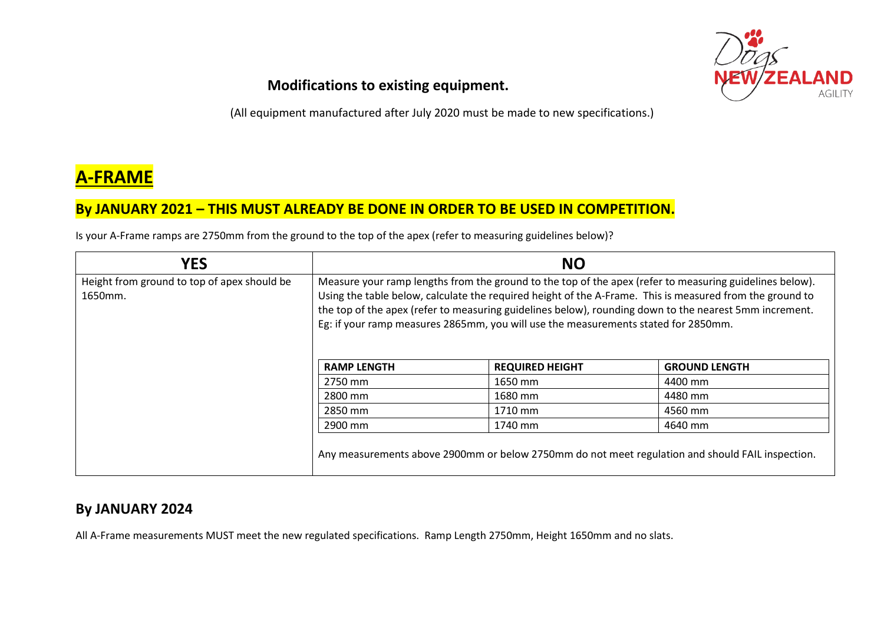## Modifications to existing equipment.

(All equipment manufactured after July 2020 must be made to new specifications.)

# A-FRAME

## By JANUARY 2021 – THIS MUST ALREADY BE DONE IN ORDER TO BE USED IN COMPETITION.

Is your A-Frame ramps are 2750mm from the ground to the top of the apex (refer to measuring guidelines below)?

| YES | NO |
|---|---|
| Height from ground to top of apex should be 1650mm. | Measure your ramp lengths from the ground to the top of the apex (refer to measuring guidelines below). Using the table below, calculate the required height of the A-Frame. This is measured from the ground to the top of the apex (refer to measuring guidelines below), rounding down to the nearest 5mm increment. Eg: if your ramp measures 2865mm, you will use the measurements stated for 2850mm. |

| RAMP LENGTH | REQUIRED HEIGHT | GROUND LENGTH |
|---|---|---|
| 2750 mm | 1650 mm | 4400 mm |
| 2800 mm | 1680 mm | 4480 mm |
| 2850 mm | 1710 mm | 4560 mm |
| 2900 mm | 1740 mm | 4640 mm |

Any measurements above 2900mm or below 2750mm do not meet regulation and should FAIL inspection.

## By JANUARY 2024

All A-Frame measurements MUST meet the new regulated specifications. Ramp Length 2750mm, Height 1650mm and no slats.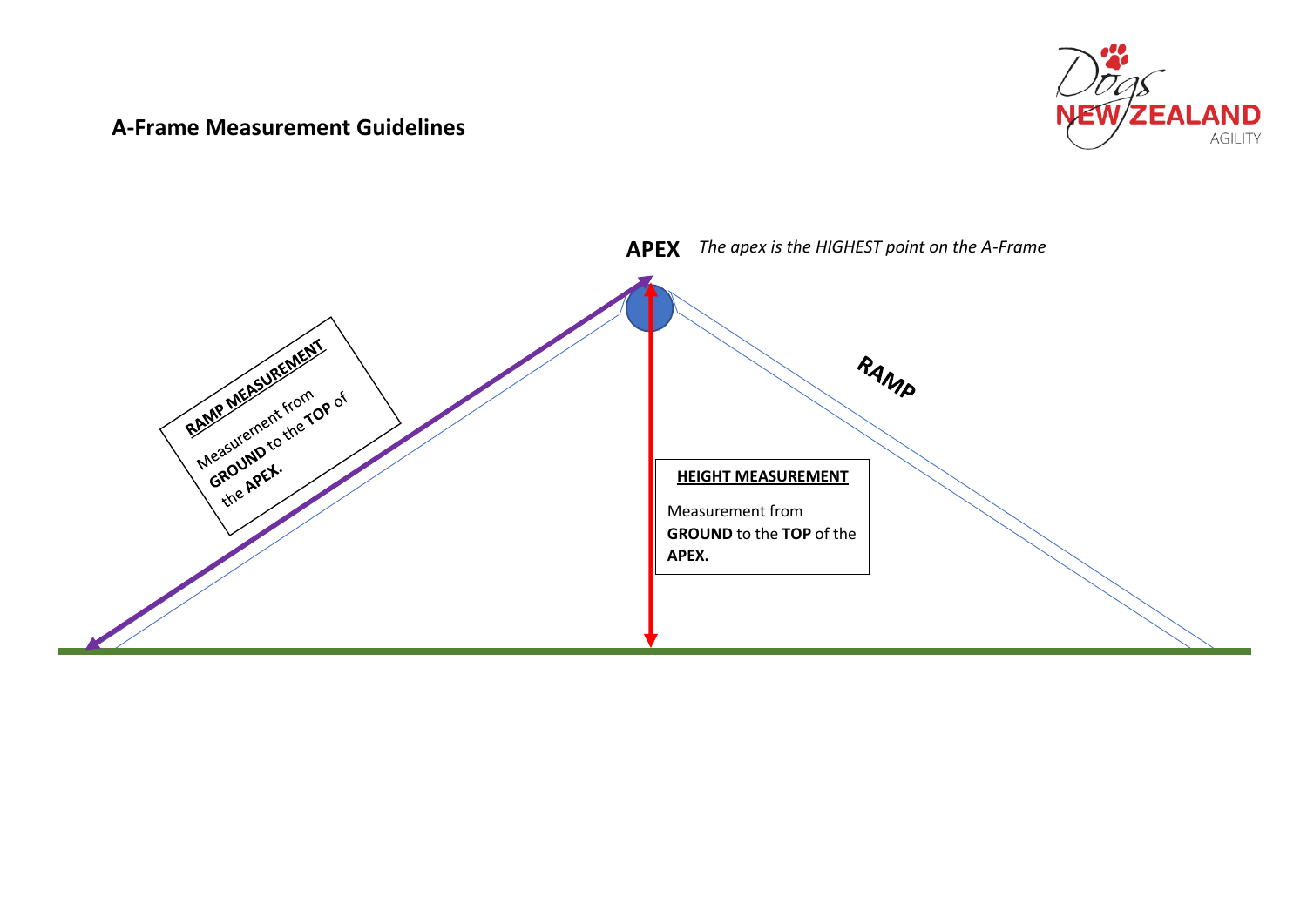## A-Frame Measurement Guidelines

Dogs NEW ZEALAND AGILITY

**APEX** *The apex is the HIGHEST point on the A-Frame*

**RAMP**

**RAMP MEASUREMENT**

Measurement from **GROUND** to the **TOP** of the **APEX.**

**HEIGHT MEASUREMENT**

Measurement from **GROUND** to the **TOP** of the **APEX.**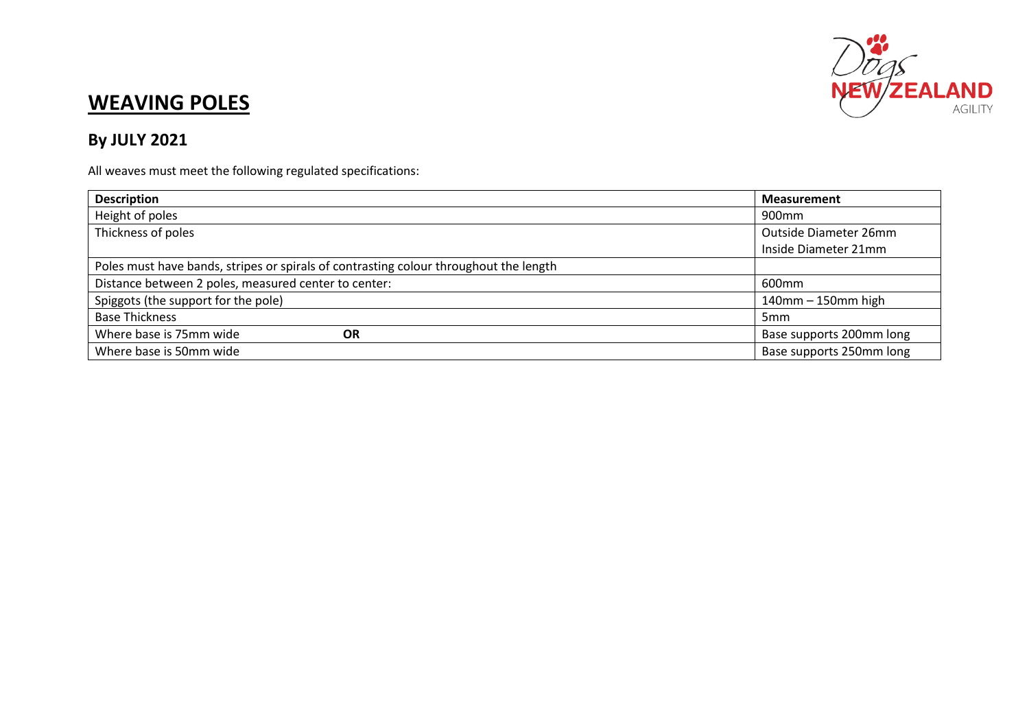# **WEAVING POLES**

## By JULY 2021

All weaves must meet the following regulated specifications:

| Description | Measurement |
|---|---|
| Height of poles | 900mm |
| Thickness of poles | Outside Diameter 26mm<br>Inside Diameter 21mm |
| Poles must have bands, stripes or spirals of contrasting colour throughout the length | |
| Distance between 2 poles, measured center to center: | 600mm |
| Spiggots (the support for the pole) | 140mm – 150mm high |
| Base Thickness | 5mm |
| Where base is 75mm wide **OR** | Base supports 200mm long |
| Where base is 50mm wide | Base supports 250mm long |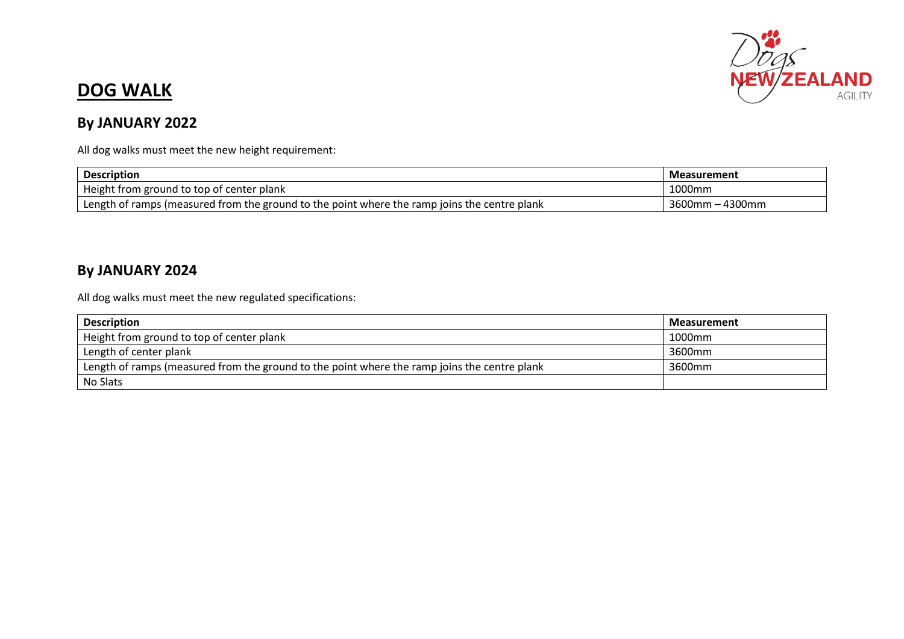# DOG WALK

## By JANUARY 2022

All dog walks must meet the new height requirement:

| Description | Measurement |
|---|---|
| Height from ground to top of center plank | 1000mm |
| Length of ramps (measured from the ground to the point where the ramp joins the centre plank | 3600mm – 4300mm |

## By JANUARY 2024

All dog walks must meet the new regulated specifications:

| Description | Measurement |
|---|---|
| Height from ground to top of center plank | 1000mm |
| Length of center plank | 3600mm |
| Length of ramps (measured from the ground to the point where the ramp joins the centre plank | 3600mm |
| No Slats | |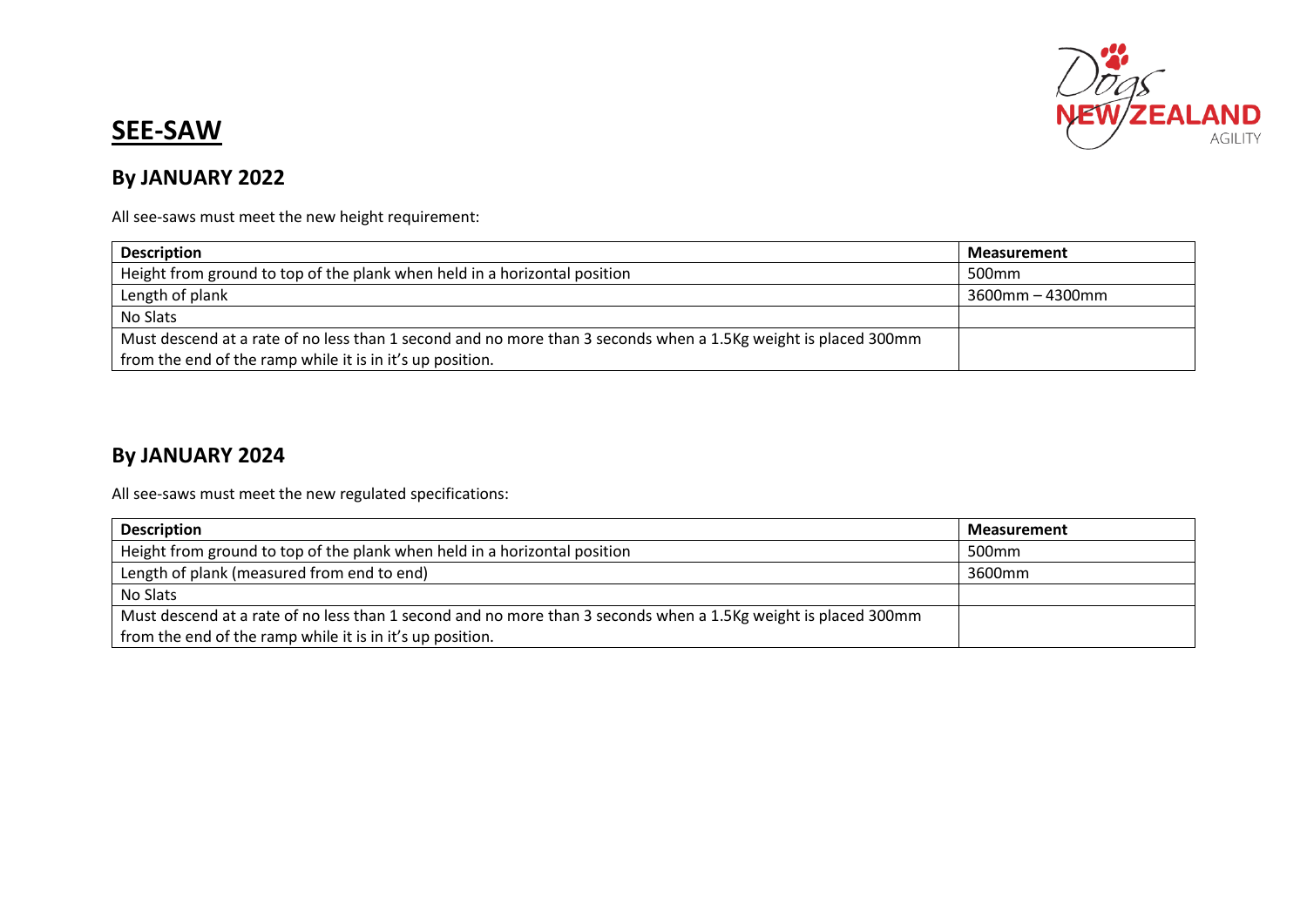# SEE-SAW

## By JANUARY 2022

All see-saws must meet the new height requirement:

| Description | Measurement |
|---|---|
| Height from ground to top of the plank when held in a horizontal position | 500mm |
| Length of plank | 3600mm – 4300mm |
| No Slats | |
| Must descend at a rate of no less than 1 second and no more than 3 seconds when a 1.5Kg weight is placed 300mm from the end of the ramp while it is in it's up position. | |

## By JANUARY 2024

All see-saws must meet the new regulated specifications:

| Description | Measurement |
|---|---|
| Height from ground to top of the plank when held in a horizontal position | 500mm |
| Length of plank (measured from end to end) | 3600mm |
| No Slats | |
| Must descend at a rate of no less than 1 second and no more than 3 seconds when a 1.5Kg weight is placed 300mm from the end of the ramp while it is in it's up position. | |